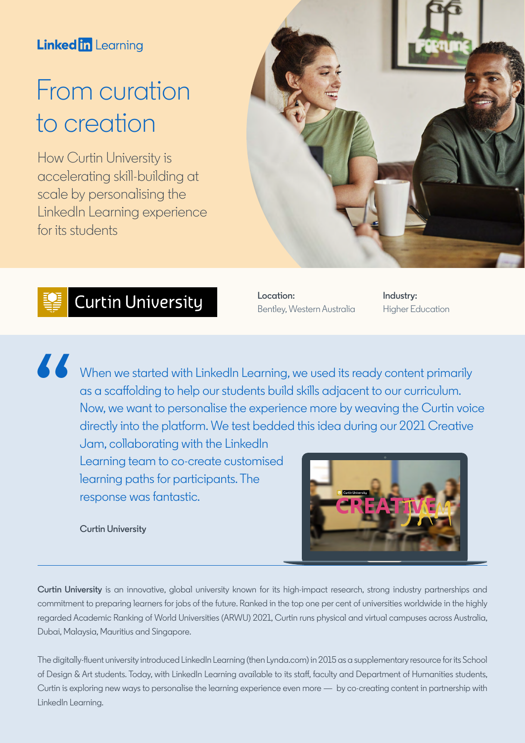LinkedIn Learning

# From curation to creation

How Curtin University is accelerating skill-building at scale by personalising the LinkedIn Learning experience for its students

Curtin University

**Location:**
Bentley, Western Australia

**Industry:**
Higher Education

> When we started with LinkedIn Learning, we used its ready content primarily as a scaffolding to help our students build skills adjacent to our curriculum. Now, we want to personalise the experience more by weaving the Curtin voice directly into the platform. We test bedded this idea during our 2021 Creative Jam, collaborating with the LinkedIn Learning team to co-create customised learning paths for participants. The response was fantastic.
>
> **Curtin University**

**Curtin University** is an innovative, global university known for its high-impact research, strong industry partnerships and commitment to preparing learners for jobs of the future. Ranked in the top one per cent of universities worldwide in the highly regarded Academic Ranking of World Universities (ARWU) 2021, Curtin runs physical and virtual campuses across Australia, Dubai, Malaysia, Mauritius and Singapore.

The digitally-fluent university introduced LinkedIn Learning (then Lynda.com) in 2015 as a supplementary resource for its School of Design & Art students. Today, with LinkedIn Learning available to its staff, faculty and Department of Humanities students, Curtin is exploring new ways to personalise the learning experience even more — by co-creating content in partnership with LinkedIn Learning.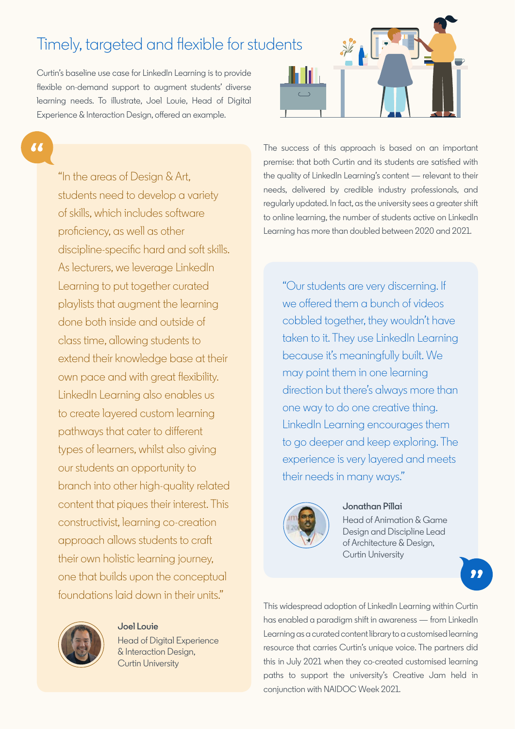## Timely, targeted and flexible for students

Curtin's baseline use case for LinkedIn Learning is to provide flexible on-demand support to augment students' diverse learning needs. To illustrate, Joel Louie, Head of Digital Experience & Interaction Design, offered an example.

> "In the areas of Design & Art, students need to develop a variety of skills, which includes software proficiency, as well as other discipline-specific hard and soft skills. As lecturers, we leverage LinkedIn Learning to put together curated playlists that augment the learning done both inside and outside of class time, allowing students to extend their knowledge base at their own pace and with great flexibility. LinkedIn Learning also enables us to create layered custom learning pathways that cater to different types of learners, whilst also giving our students an opportunity to branch into other high-quality related content that piques their interest. This constructivist, learning co-creation approach allows students to craft their own holistic learning journey, one that builds upon the conceptual foundations laid down in their units."
>
> **Joel Louie**
> Head of Digital Experience & Interaction Design,
> Curtin University

The success of this approach is based on an important premise: that both Curtin and its students are satisfied with the quality of LinkedIn Learning's content — relevant to their needs, delivered by credible industry professionals, and regularly updated. In fact, as the university sees a greater shift to online learning, the number of students active on LinkedIn Learning has more than doubled between 2020 and 2021.

> "Our students are very discerning. If we offered them a bunch of videos cobbled together, they wouldn't have taken to it. They use LinkedIn Learning because it's meaningfully built. We may point them in one learning direction but there's always more than one way to do one creative thing. LinkedIn Learning encourages them to go deeper and keep exploring. The experience is very layered and meets their needs in many ways."
>
> **Jonathan Pillai**
> Head of Animation & Game Design and Discipline Lead of Architecture & Design,
> Curtin University

This widespread adoption of LinkedIn Learning within Curtin has enabled a paradigm shift in awareness — from LinkedIn Learning as a curated content library to a customised learning resource that carries Curtin's unique voice. The partners did this in July 2021 when they co-created customised learning paths to support the university's Creative Jam held in conjunction with NAIDOC Week 2021.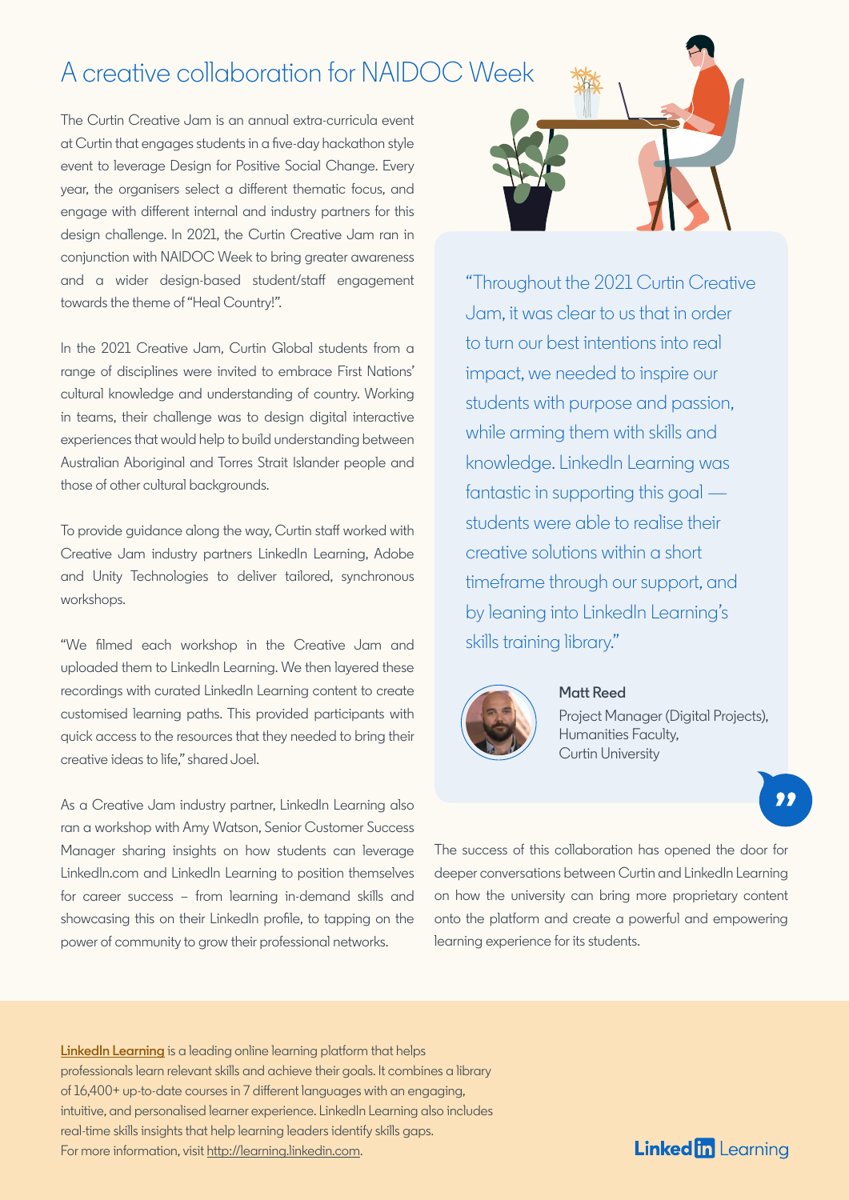# A creative collaboration for NAIDOC Week

The Curtin Creative Jam is an annual extra-curricula event at Curtin that engages students in a five-day hackathon style event to leverage Design for Positive Social Change. Every year, the organisers select a different thematic focus, and engage with different internal and industry partners for this design challenge. In 2021, the Curtin Creative Jam ran in conjunction with NAIDOC Week to bring greater awareness and a wider design-based student/staff engagement towards the theme of "Heal Country!".

In the 2021 Creative Jam, Curtin Global students from a range of disciplines were invited to embrace First Nations' cultural knowledge and understanding of country. Working in teams, their challenge was to design digital interactive experiences that would help to build understanding between Australian Aboriginal and Torres Strait Islander people and those of other cultural backgrounds.

To provide guidance along the way, Curtin staff worked with Creative Jam industry partners LinkedIn Learning, Adobe and Unity Technologies to deliver tailored, synchronous workshops.

"We filmed each workshop in the Creative Jam and uploaded them to LinkedIn Learning. We then layered these recordings with curated LinkedIn Learning content to create customised learning paths. This provided participants with quick access to the resources that they needed to bring their creative ideas to life," shared Joel.

As a Creative Jam industry partner, LinkedIn Learning also ran a workshop with Amy Watson, Senior Customer Success Manager sharing insights on how students can leverage LinkedIn.com and LinkedIn Learning to position themselves for career success – from learning in-demand skills and showcasing this on their LinkedIn profile, to tapping on the power of community to grow their professional networks.

> "Throughout the 2021 Curtin Creative Jam, it was clear to us that in order to turn our best intentions into real impact, we needed to inspire our students with purpose and passion, while arming them with skills and knowledge. LinkedIn Learning was fantastic in supporting this goal — students were able to realise their creative solutions within a short timeframe through our support, and by leaning into LinkedIn Learning's skills training library."
>
> **Matt Reed**
> Project Manager (Digital Projects),
> Humanities Faculty,
> Curtin University

The success of this collaboration has opened the door for deeper conversations between Curtin and LinkedIn Learning on how the university can bring more proprietary content onto the platform and create a powerful and empowering learning experience for its students.

**LinkedIn Learning** is a leading online learning platform that helps professionals learn relevant skills and achieve their goals. It combines a library of 16,400+ up-to-date courses in 7 different languages with an engaging, intuitive, and personalised learner experience. LinkedIn Learning also includes real-time skills insights that help learning leaders identify skills gaps. For more information, visit http://learning.linkedin.com.

LinkedIn Learning